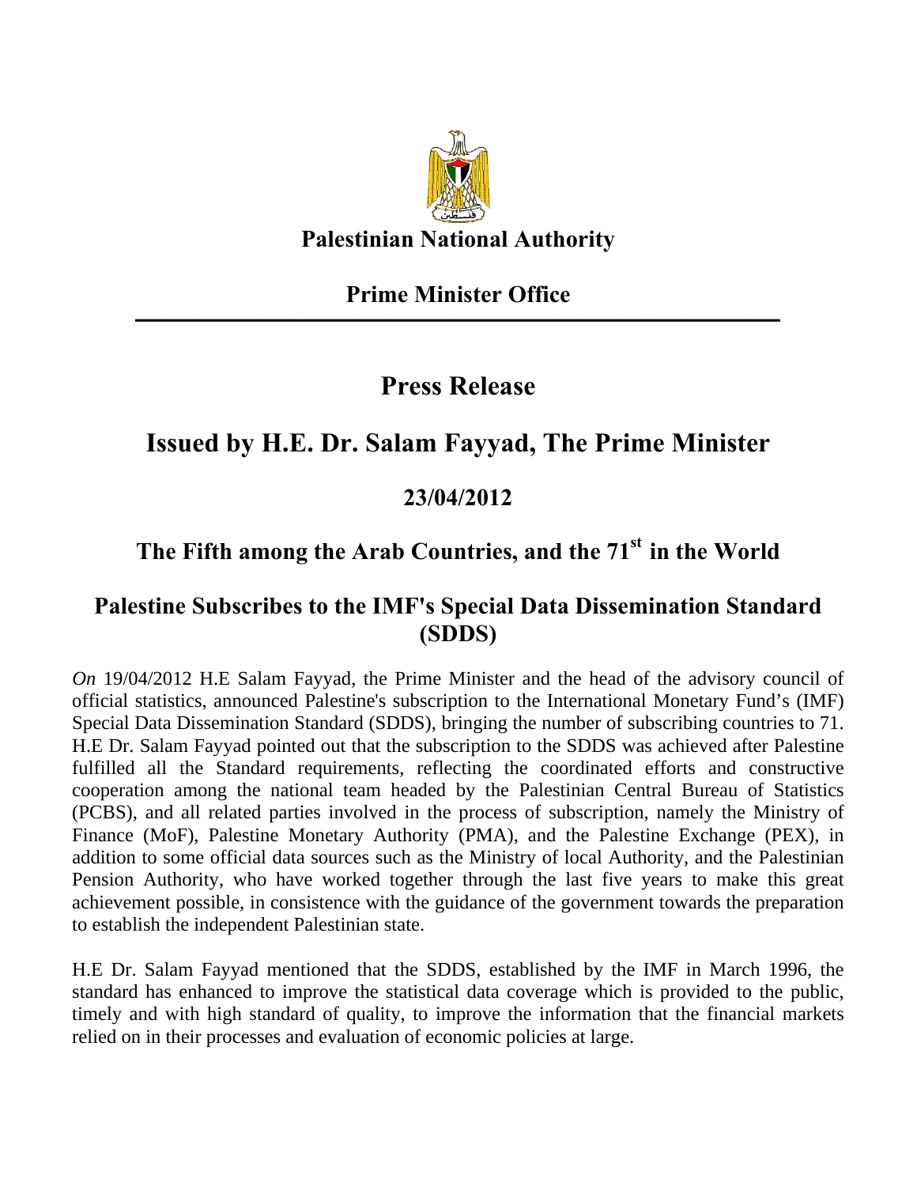**Palestinian National Authority**

**Prime Minister Office**

# Press Release

## Issued by H.E. Dr. Salam Fayyad, The Prime Minister

### 23/04/2012

## The Fifth among the Arab Countries, and the 71st in the World

## Palestine Subscribes to the IMF's Special Data Dissemination Standard (SDDS)

*On* 19/04/2012 H.E Salam Fayyad, the Prime Minister and the head of the advisory council of official statistics, announced Palestine's subscription to the International Monetary Fund's (IMF) Special Data Dissemination Standard (SDDS), bringing the number of subscribing countries to 71. H.E Dr. Salam Fayyad pointed out that the subscription to the SDDS was achieved after Palestine fulfilled all the Standard requirements, reflecting the coordinated efforts and constructive cooperation among the national team headed by the Palestinian Central Bureau of Statistics (PCBS), and all related parties involved in the process of subscription, namely the Ministry of Finance (MoF), Palestine Monetary Authority (PMA), and the Palestine Exchange (PEX), in addition to some official data sources such as the Ministry of local Authority, and the Palestinian Pension Authority, who have worked together through the last five years to make this great achievement possible, in consistence with the guidance of the government towards the preparation to establish the independent Palestinian state.

H.E Dr. Salam Fayyad mentioned that the SDDS, established by the IMF in March 1996, the standard has enhanced to improve the statistical data coverage which is provided to the public, timely and with high standard of quality, to improve the information that the financial markets relied on in their processes and evaluation of economic policies at large.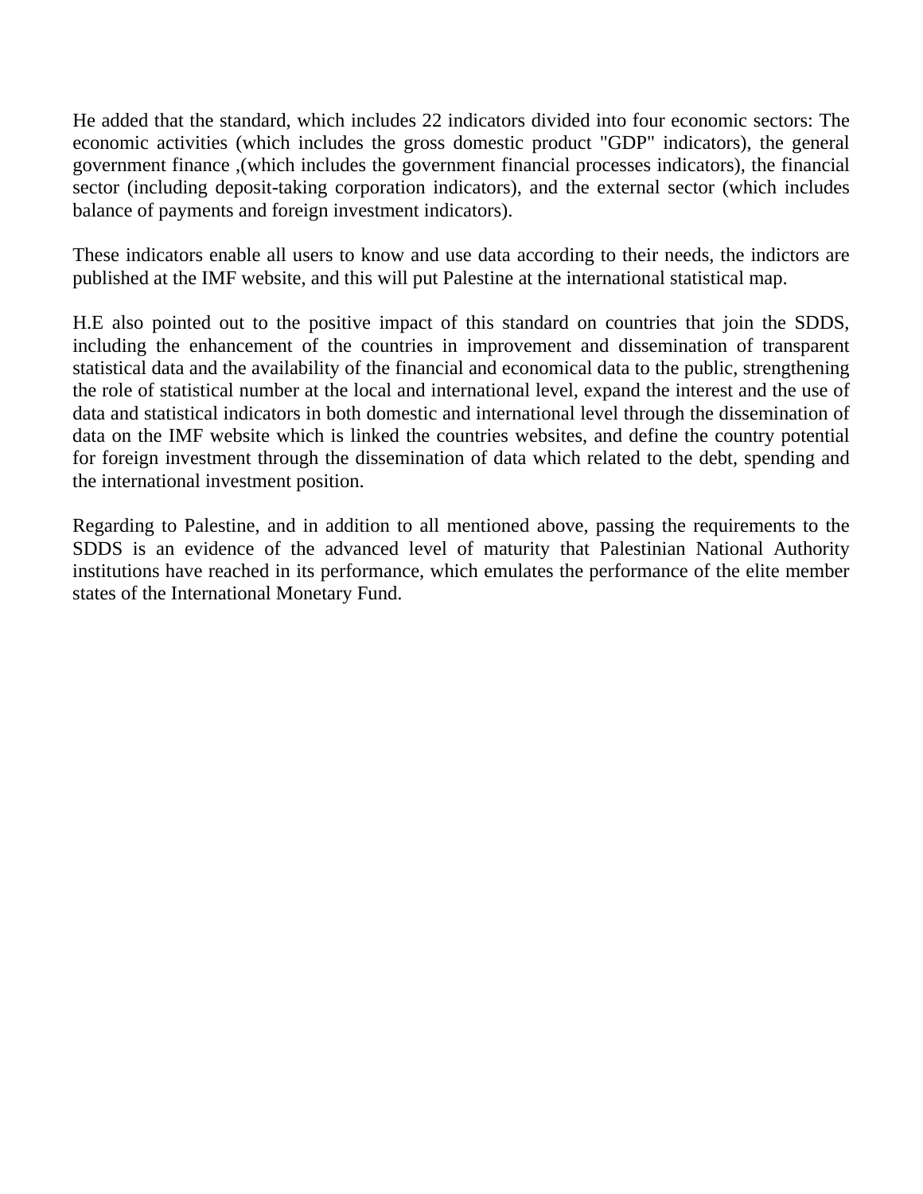He added that the standard, which includes 22 indicators divided into four economic sectors: The economic activities (which includes the gross domestic product "GDP" indicators), the general government finance ,(which includes the government financial processes indicators), the financial sector (including deposit-taking corporation indicators), and the external sector (which includes balance of payments and foreign investment indicators).

These indicators enable all users to know and use data according to their needs, the indictors are published at the IMF website, and this will put Palestine at the international statistical map.

H.E also pointed out to the positive impact of this standard on countries that join the SDDS, including the enhancement of the countries in improvement and dissemination of transparent statistical data and the availability of the financial and economical data to the public, strengthening the role of statistical number at the local and international level, expand the interest and the use of data and statistical indicators in both domestic and international level through the dissemination of data on the IMF website which is linked the countries websites, and define the country potential for foreign investment through the dissemination of data which related to the debt, spending and the international investment position.

Regarding to Palestine, and in addition to all mentioned above, passing the requirements to the SDDS is an evidence of the advanced level of maturity that Palestinian National Authority institutions have reached in its performance, which emulates the performance of the elite member states of the International Monetary Fund.